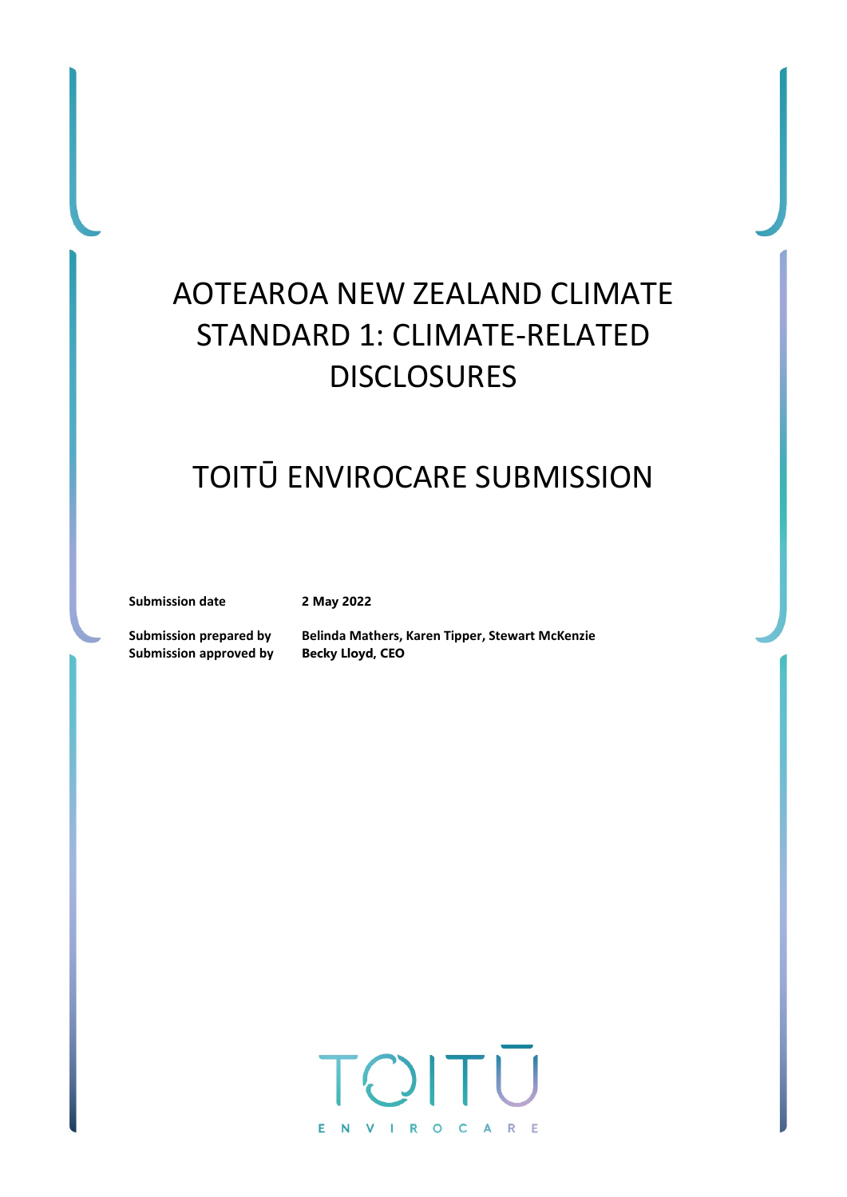# AOTEAROA NEW ZEALAND CLIMATE STANDARD 1: CLIMATE-RELATED DISCLOSURES

# TOITŪ ENVIROCARE SUBMISSION

| | |
|---|---|
| **Submission date** | **2 May 2022** |
| **Submission prepared by** | **Belinda Mathers, Karen Tipper, Stewart McKenzie** |
| **Submission approved by** | **Becky Lloyd, CEO** |

TOITŪ ENVIROCARE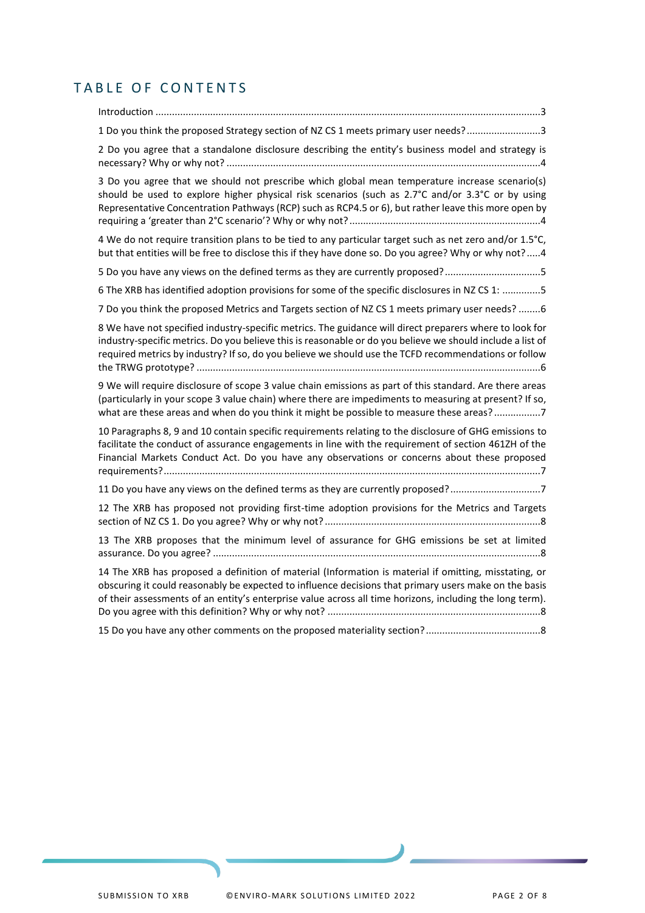## TABLE OF CONTENTS

Introduction ....3

1 Do you think the proposed Strategy section of NZ CS 1 meets primary user needs? ....3

2 Do you agree that a standalone disclosure describing the entity's business model and strategy is necessary? Why or why not? ....4

3 Do you agree that we should not prescribe which global mean temperature increase scenario(s) should be used to explore higher physical risk scenarios (such as 2.7°C and/or 3.3°C or by using Representative Concentration Pathways (RCP) such as RCP4.5 or 6), but rather leave this more open by requiring a 'greater than 2°C scenario'? Why or why not? ....4

4 We do not require transition plans to be tied to any particular target such as net zero and/or 1.5°C, but that entities will be free to disclose this if they have done so. Do you agree? Why or why not? ....4

5 Do you have any views on the defined terms as they are currently proposed? ....5

6 The XRB has identified adoption provisions for some of the specific disclosures in NZ CS 1: ....5

7 Do you think the proposed Metrics and Targets section of NZ CS 1 meets primary user needs? ....6

8 We have not specified industry-specific metrics. The guidance will direct preparers where to look for industry-specific metrics. Do you believe this is reasonable or do you believe we should include a list of required metrics by industry? If so, do you believe we should use the TCFD recommendations or follow the TRWG prototype? ....6

9 We will require disclosure of scope 3 value chain emissions as part of this standard. Are there areas (particularly in your scope 3 value chain) where there are impediments to measuring at present? If so, what are these areas and when do you think it might be possible to measure these areas? ....7

10 Paragraphs 8, 9 and 10 contain specific requirements relating to the disclosure of GHG emissions to facilitate the conduct of assurance engagements in line with the requirement of section 461ZH of the Financial Markets Conduct Act. Do you have any observations or concerns about these proposed requirements? ....7

11 Do you have any views on the defined terms as they are currently proposed? ....7

12 The XRB has proposed not providing first-time adoption provisions for the Metrics and Targets section of NZ CS 1. Do you agree? Why or why not? ....8

13 The XRB proposes that the minimum level of assurance for GHG emissions be set at limited assurance. Do you agree? ....8

14 The XRB has proposed a definition of material (Information is material if omitting, misstating, or obscuring it could reasonably be expected to influence decisions that primary users make on the basis of their assessments of an entity's enterprise value across all time horizons, including the long term). Do you agree with this definition? Why or why not? ....8

15 Do you have any other comments on the proposed materiality section? ....8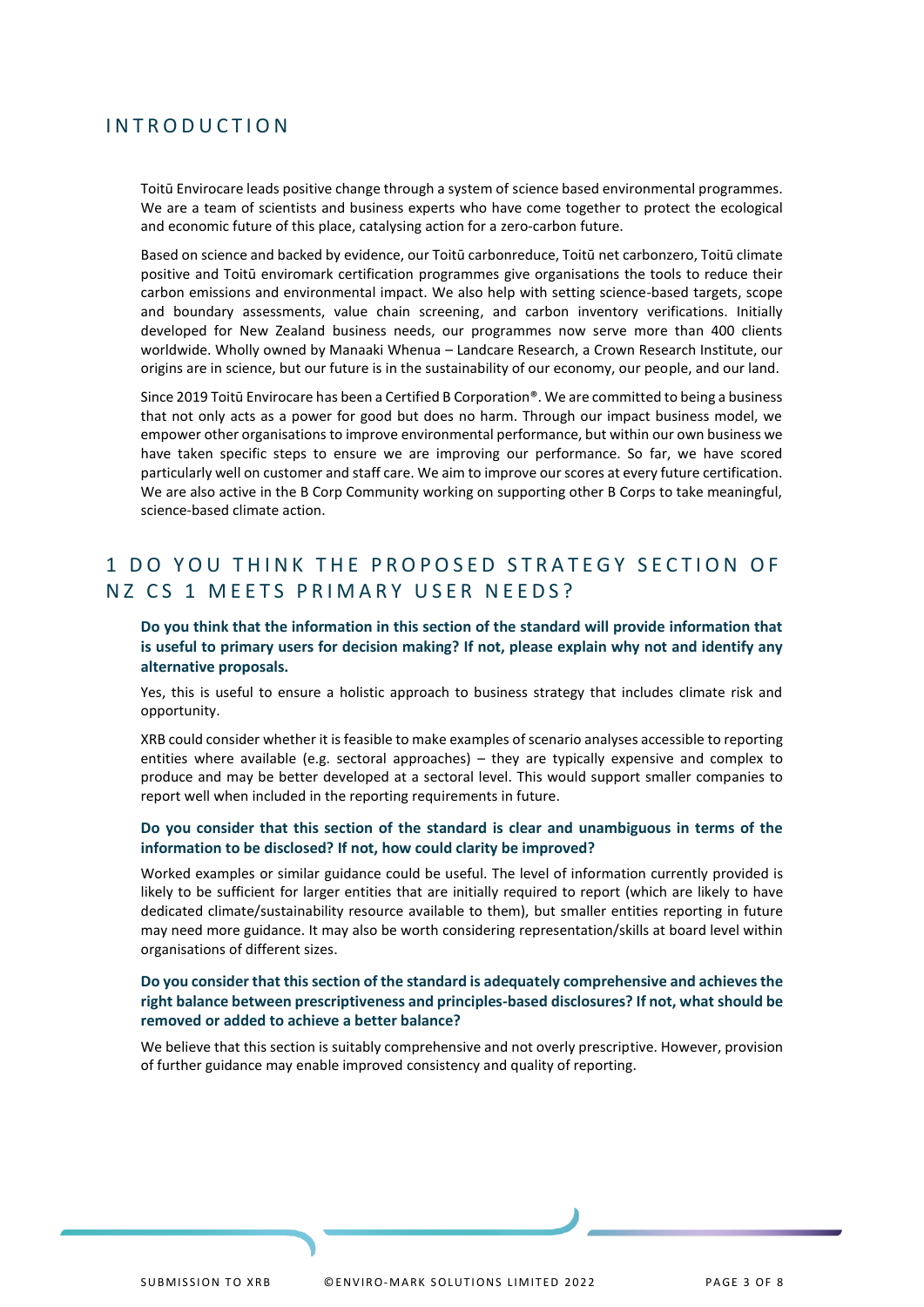## INTRODUCTION

Toitū Envirocare leads positive change through a system of science based environmental programmes. We are a team of scientists and business experts who have come together to protect the ecological and economic future of this place, catalysing action for a zero-carbon future.

Based on science and backed by evidence, our Toitū carbonreduce, Toitū net carbonzero, Toitū climate positive and Toitū enviromark certification programmes give organisations the tools to reduce their carbon emissions and environmental impact. We also help with setting science-based targets, scope and boundary assessments, value chain screening, and carbon inventory verifications. Initially developed for New Zealand business needs, our programmes now serve more than 400 clients worldwide. Wholly owned by Manaaki Whenua – Landcare Research, a Crown Research Institute, our origins are in science, but our future is in the sustainability of our economy, our people, and our land.

Since 2019 Toitū Envirocare has been a Certified B Corporation®. We are committed to being a business that not only acts as a power for good but does no harm. Through our impact business model, we empower other organisations to improve environmental performance, but within our own business we have taken specific steps to ensure we are improving our performance. So far, we have scored particularly well on customer and staff care. We aim to improve our scores at every future certification. We are also active in the B Corp Community working on supporting other B Corps to take meaningful, science-based climate action.

## 1 DO YOU THINK THE PROPOSED STRATEGY SECTION OF NZ CS 1 MEETS PRIMARY USER NEEDS?

**Do you think that the information in this section of the standard will provide information that is useful to primary users for decision making? If not, please explain why not and identify any alternative proposals.**

Yes, this is useful to ensure a holistic approach to business strategy that includes climate risk and opportunity.

XRB could consider whether it is feasible to make examples of scenario analyses accessible to reporting entities where available (e.g. sectoral approaches) – they are typically expensive and complex to produce and may be better developed at a sectoral level. This would support smaller companies to report well when included in the reporting requirements in future.

**Do you consider that this section of the standard is clear and unambiguous in terms of the information to be disclosed? If not, how could clarity be improved?**

Worked examples or similar guidance could be useful. The level of information currently provided is likely to be sufficient for larger entities that are initially required to report (which are likely to have dedicated climate/sustainability resource available to them), but smaller entities reporting in future may need more guidance. It may also be worth considering representation/skills at board level within organisations of different sizes.

**Do you consider that this section of the standard is adequately comprehensive and achieves the right balance between prescriptiveness and principles-based disclosures? If not, what should be removed or added to achieve a better balance?**

We believe that this section is suitably comprehensive and not overly prescriptive. However, provision of further guidance may enable improved consistency and quality of reporting.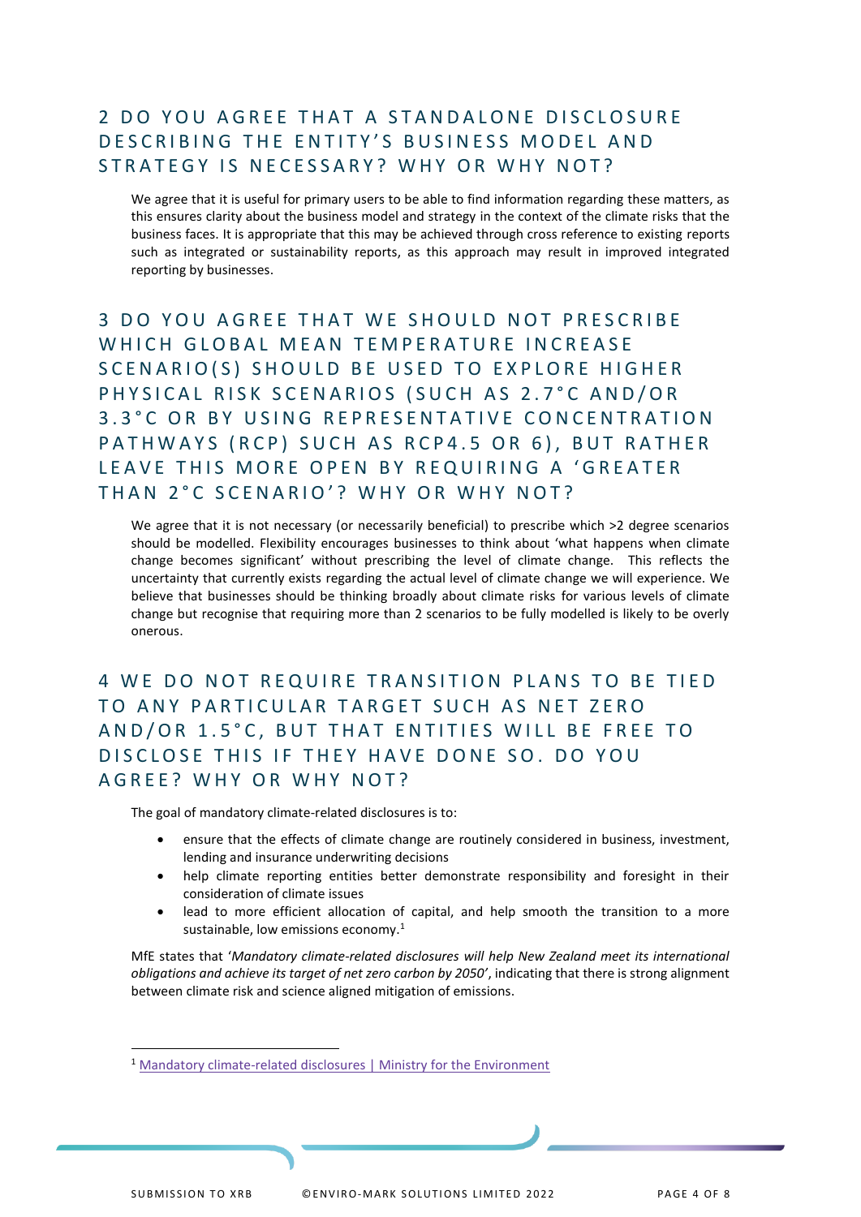## 2 DO YOU AGREE THAT A STANDALONE DISCLOSURE DESCRIBING THE ENTITY'S BUSINESS MODEL AND STRATEGY IS NECESSARY? WHY OR WHY NOT?

We agree that it is useful for primary users to be able to find information regarding these matters, as this ensures clarity about the business model and strategy in the context of the climate risks that the business faces. It is appropriate that this may be achieved through cross reference to existing reports such as integrated or sustainability reports, as this approach may result in improved integrated reporting by businesses.

## 3 DO YOU AGREE THAT WE SHOULD NOT PRESCRIBE WHICH GLOBAL MEAN TEMPERATURE INCREASE SCENARIO(S) SHOULD BE USED TO EXPLORE HIGHER PHYSICAL RISK SCENARIOS (SUCH AS 2.7°C AND/OR 3.3°C OR BY USING REPRESENTATIVE CONCENTRATION PATHWAYS (RCP) SUCH AS RCP4.5 OR 6), BUT RATHER LEAVE THIS MORE OPEN BY REQUIRING A 'GREATER THAN 2°C SCENARIO'? WHY OR WHY NOT?

We agree that it is not necessary (or necessarily beneficial) to prescribe which >2 degree scenarios should be modelled. Flexibility encourages businesses to think about 'what happens when climate change becomes significant' without prescribing the level of climate change. This reflects the uncertainty that currently exists regarding the actual level of climate change we will experience. We believe that businesses should be thinking broadly about climate risks for various levels of climate change but recognise that requiring more than 2 scenarios to be fully modelled is likely to be overly onerous.

## 4 WE DO NOT REQUIRE TRANSITION PLANS TO BE TIED TO ANY PARTICULAR TARGET SUCH AS NET ZERO AND/OR 1.5°C, BUT THAT ENTITIES WILL BE FREE TO DISCLOSE THIS IF THEY HAVE DONE SO. DO YOU AGREE? WHY OR WHY NOT?

The goal of mandatory climate-related disclosures is to:

- ensure that the effects of climate change are routinely considered in business, investment, lending and insurance underwriting decisions
- help climate reporting entities better demonstrate responsibility and foresight in their consideration of climate issues
- lead to more efficient allocation of capital, and help smooth the transition to a more sustainable, low emissions economy.[1]

MfE states that '*Mandatory climate-related disclosures will help New Zealand meet its international obligations and achieve its target of net zero carbon by 2050*', indicating that there is strong alignment between climate risk and science aligned mitigation of emissions.

[1] Mandatory climate-related disclosures | Ministry for the Environment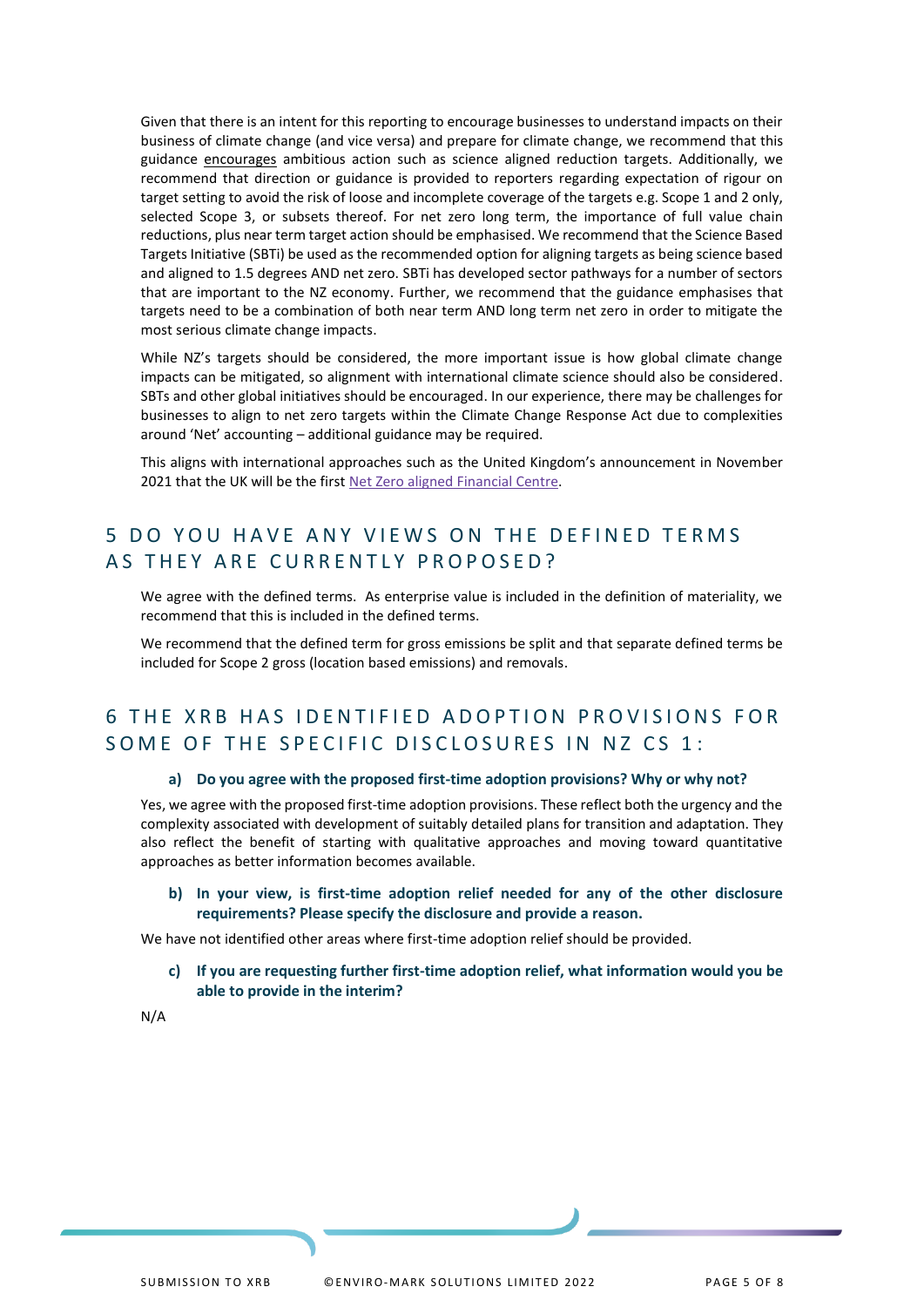Given that there is an intent for this reporting to encourage businesses to understand impacts on their business of climate change (and vice versa) and prepare for climate change, we recommend that this guidance encourages ambitious action such as science aligned reduction targets. Additionally, we recommend that direction or guidance is provided to reporters regarding expectation of rigour on target setting to avoid the risk of loose and incomplete coverage of the targets e.g. Scope 1 and 2 only, selected Scope 3, or subsets thereof. For net zero long term, the importance of full value chain reductions, plus near term target action should be emphasised. We recommend that the Science Based Targets Initiative (SBTi) be used as the recommended option for aligning targets as being science based and aligned to 1.5 degrees AND net zero. SBTi has developed sector pathways for a number of sectors that are important to the NZ economy. Further, we recommend that the guidance emphasises that targets need to be a combination of both near term AND long term net zero in order to mitigate the most serious climate change impacts.

While NZ's targets should be considered, the more important issue is how global climate change impacts can be mitigated, so alignment with international climate science should also be considered. SBTs and other global initiatives should be encouraged. In our experience, there may be challenges for businesses to align to net zero targets within the Climate Change Response Act due to complexities around 'Net' accounting – additional guidance may be required.

This aligns with international approaches such as the United Kingdom's announcement in November 2021 that the UK will be the first Net Zero aligned Financial Centre.

## 5 DO YOU HAVE ANY VIEWS ON THE DEFINED TERMS AS THEY ARE CURRENTLY PROPOSED?

We agree with the defined terms. As enterprise value is included in the definition of materiality, we recommend that this is included in the defined terms.

We recommend that the defined term for gross emissions be split and that separate defined terms be included for Scope 2 gross (location based emissions) and removals.

## 6 THE XRB HAS IDENTIFIED ADOPTION PROVISIONS FOR SOME OF THE SPECIFIC DISCLOSURES IN NZ CS 1:

### a) Do you agree with the proposed first-time adoption provisions? Why or why not?

Yes, we agree with the proposed first-time adoption provisions. These reflect both the urgency and the complexity associated with development of suitably detailed plans for transition and adaptation. They also reflect the benefit of starting with qualitative approaches and moving toward quantitative approaches as better information becomes available.

### b) In your view, is first-time adoption relief needed for any of the other disclosure requirements? Please specify the disclosure and provide a reason.

We have not identified other areas where first-time adoption relief should be provided.

### c) If you are requesting further first-time adoption relief, what information would you be able to provide in the interim?

N/A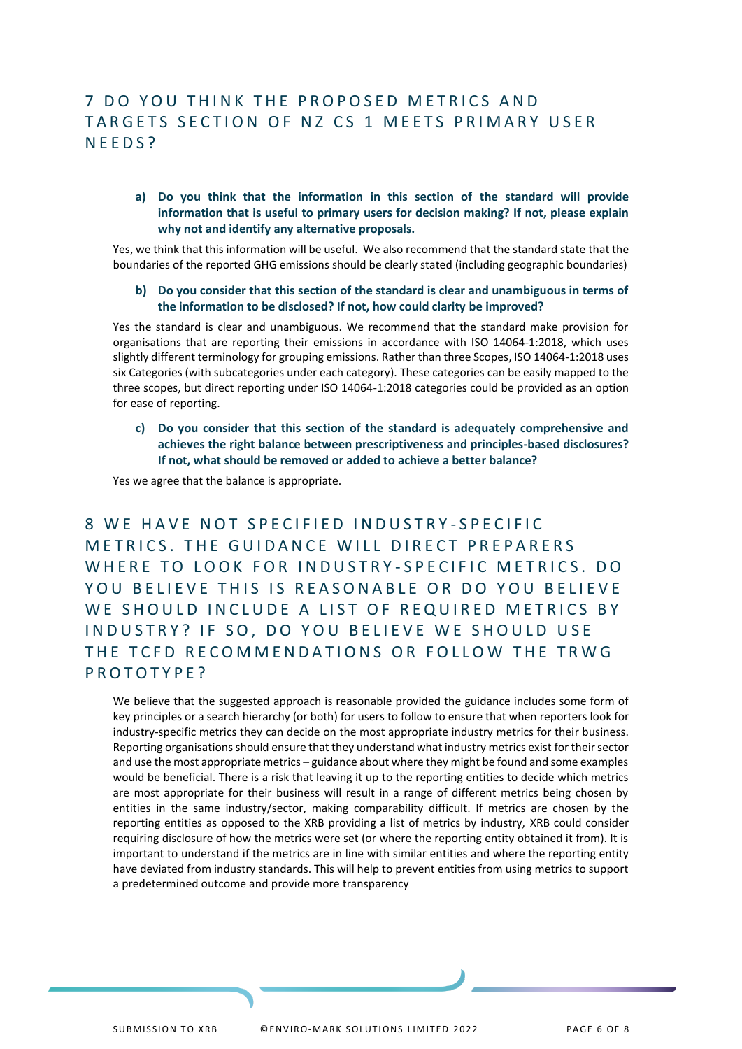## 7 DO YOU THINK THE PROPOSED METRICS AND TARGETS SECTION OF NZ CS 1 MEETS PRIMARY USER NEEDS?

**a) Do you think that the information in this section of the standard will provide information that is useful to primary users for decision making? If not, please explain why not and identify any alternative proposals.**

Yes, we think that this information will be useful. We also recommend that the standard state that the boundaries of the reported GHG emissions should be clearly stated (including geographic boundaries)

**b) Do you consider that this section of the standard is clear and unambiguous in terms of the information to be disclosed? If not, how could clarity be improved?**

Yes the standard is clear and unambiguous. We recommend that the standard make provision for organisations that are reporting their emissions in accordance with ISO 14064-1:2018, which uses slightly different terminology for grouping emissions. Rather than three Scopes, ISO 14064-1:2018 uses six Categories (with subcategories under each category). These categories can be easily mapped to the three scopes, but direct reporting under ISO 14064-1:2018 categories could be provided as an option for ease of reporting.

**c) Do you consider that this section of the standard is adequately comprehensive and achieves the right balance between prescriptiveness and principles-based disclosures? If not, what should be removed or added to achieve a better balance?**

Yes we agree that the balance is appropriate.

## 8 WE HAVE NOT SPECIFIED INDUSTRY-SPECIFIC METRICS. THE GUIDANCE WILL DIRECT PREPARERS WHERE TO LOOK FOR INDUSTRY-SPECIFIC METRICS. DO YOU BELIEVE THIS IS REASONABLE OR DO YOU BELIEVE WE SHOULD INCLUDE A LIST OF REQUIRED METRICS BY INDUSTRY? IF SO, DO YOU BELIEVE WE SHOULD USE THE TCFD RECOMMENDATIONS OR FOLLOW THE TRWG PROTOTYPE?

We believe that the suggested approach is reasonable provided the guidance includes some form of key principles or a search hierarchy (or both) for users to follow to ensure that when reporters look for industry-specific metrics they can decide on the most appropriate industry metrics for their business. Reporting organisations should ensure that they understand what industry metrics exist for their sector and use the most appropriate metrics – guidance about where they might be found and some examples would be beneficial. There is a risk that leaving it up to the reporting entities to decide which metrics are most appropriate for their business will result in a range of different metrics being chosen by entities in the same industry/sector, making comparability difficult. If metrics are chosen by the reporting entities as opposed to the XRB providing a list of metrics by industry, XRB could consider requiring disclosure of how the metrics were set (or where the reporting entity obtained it from). It is important to understand if the metrics are in line with similar entities and where the reporting entity have deviated from industry standards. This will help to prevent entities from using metrics to support a predetermined outcome and provide more transparency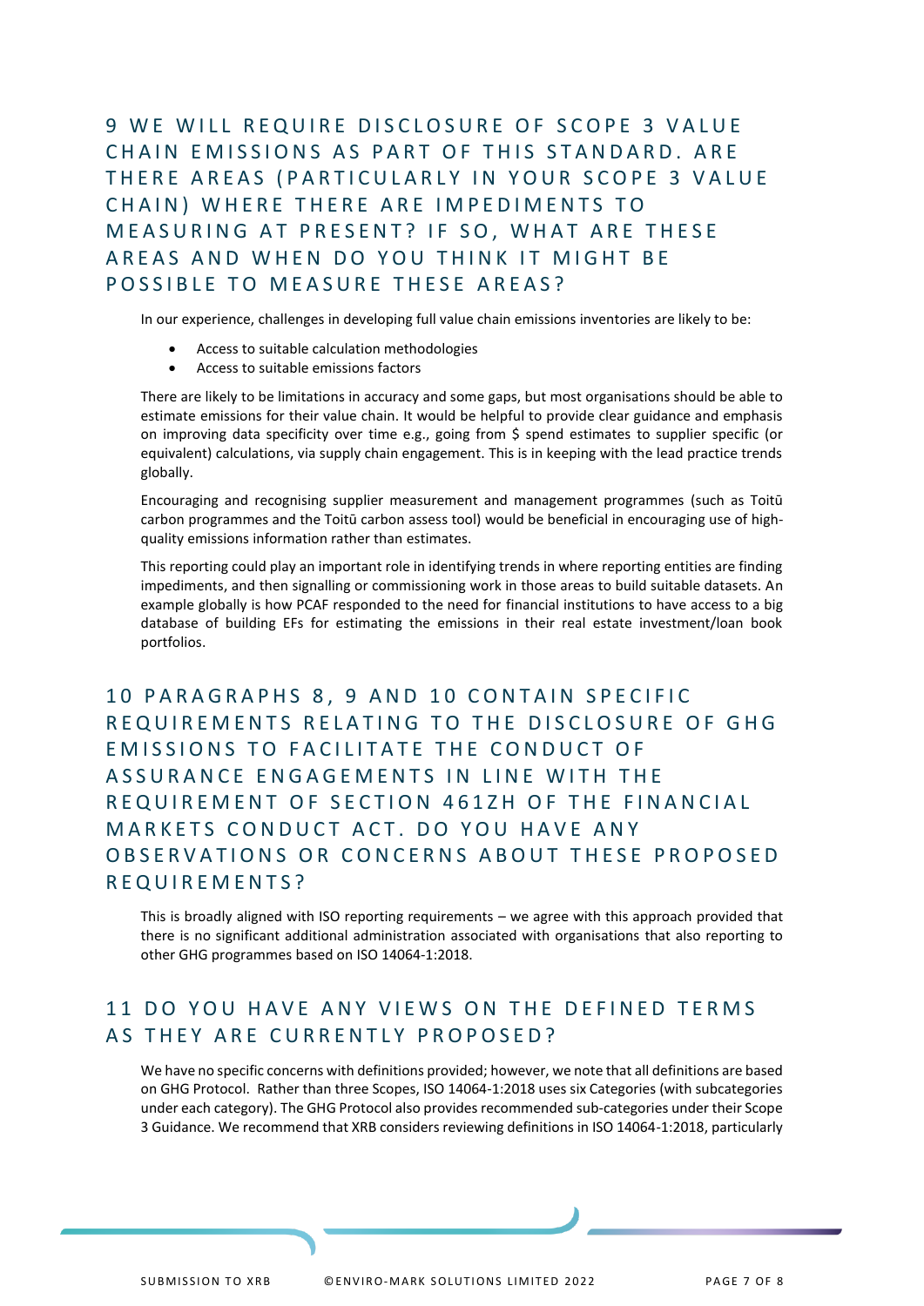## 9 WE WILL REQUIRE DISCLOSURE OF SCOPE 3 VALUE CHAIN EMISSIONS AS PART OF THIS STANDARD. ARE THERE AREAS (PARTICULARLY IN YOUR SCOPE 3 VALUE CHAIN) WHERE THERE ARE IMPEDIMENTS TO MEASURING AT PRESENT? IF SO, WHAT ARE THESE AREAS AND WHEN DO YOU THINK IT MIGHT BE POSSIBLE TO MEASURE THESE AREAS?

In our experience, challenges in developing full value chain emissions inventories are likely to be:

- Access to suitable calculation methodologies
- Access to suitable emissions factors

There are likely to be limitations in accuracy and some gaps, but most organisations should be able to estimate emissions for their value chain. It would be helpful to provide clear guidance and emphasis on improving data specificity over time e.g., going from $ spend estimates to supplier specific (or equivalent) calculations, via supply chain engagement. This is in keeping with the lead practice trends globally.

Encouraging and recognising supplier measurement and management programmes (such as Toitū carbon programmes and the Toitū carbon assess tool) would be beneficial in encouraging use of high-quality emissions information rather than estimates.

This reporting could play an important role in identifying trends in where reporting entities are finding impediments, and then signalling or commissioning work in those areas to build suitable datasets. An example globally is how PCAF responded to the need for financial institutions to have access to a big database of building EFs for estimating the emissions in their real estate investment/loan book portfolios.

## 10 PARAGRAPHS 8, 9 AND 10 CONTAIN SPECIFIC REQUIREMENTS RELATING TO THE DISCLOSURE OF GHG EMISSIONS TO FACILITATE THE CONDUCT OF ASSURANCE ENGAGEMENTS IN LINE WITH THE REQUIREMENT OF SECTION 461ZH OF THE FINANCIAL MARKETS CONDUCT ACT. DO YOU HAVE ANY OBSERVATIONS OR CONCERNS ABOUT THESE PROPOSED REQUIREMENTS?

This is broadly aligned with ISO reporting requirements – we agree with this approach provided that there is no significant additional administration associated with organisations that also reporting to other GHG programmes based on ISO 14064-1:2018.

## 11 DO YOU HAVE ANY VIEWS ON THE DEFINED TERMS AS THEY ARE CURRENTLY PROPOSED?

We have no specific concerns with definitions provided; however, we note that all definitions are based on GHG Protocol. Rather than three Scopes, ISO 14064-1:2018 uses six Categories (with subcategories under each category). The GHG Protocol also provides recommended sub-categories under their Scope 3 Guidance. We recommend that XRB considers reviewing definitions in ISO 14064-1:2018, particularly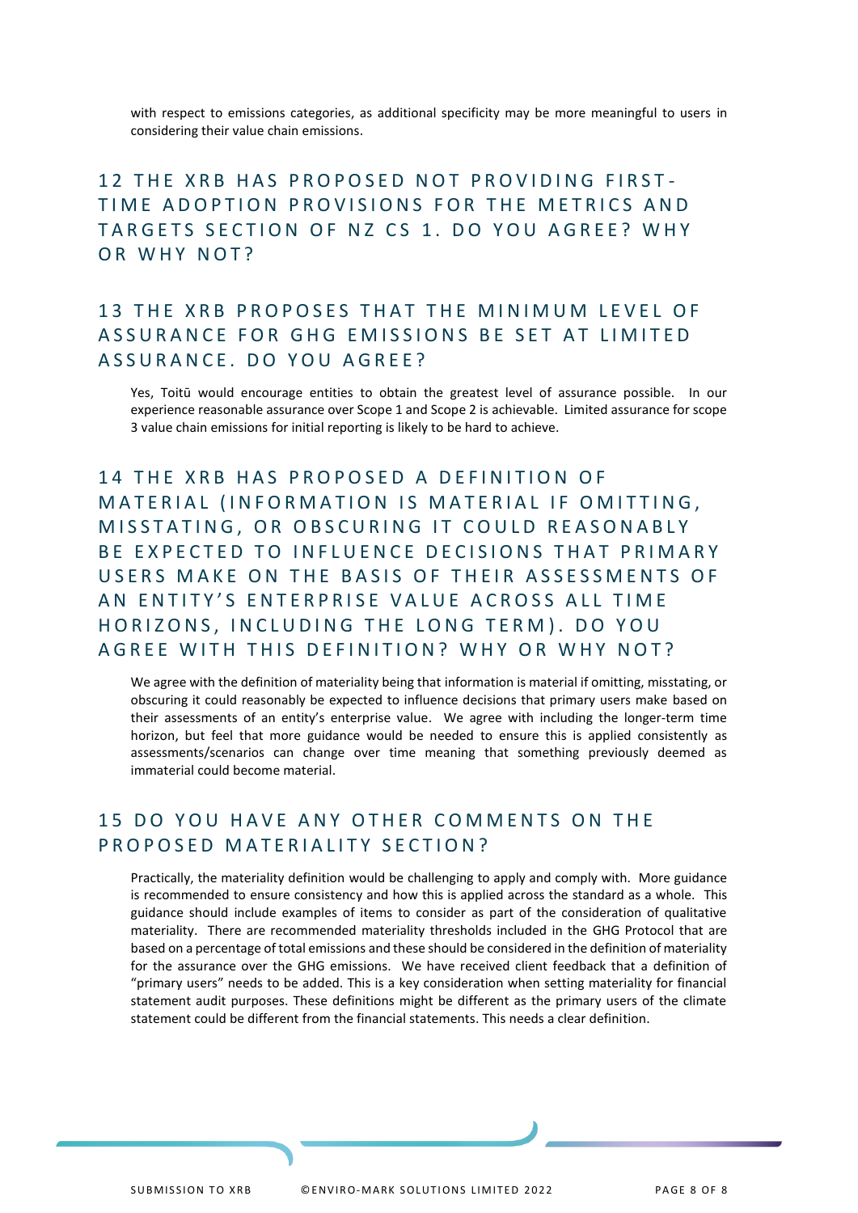with respect to emissions categories, as additional specificity may be more meaningful to users in considering their value chain emissions.

## 12 THE XRB HAS PROPOSED NOT PROVIDING FIRST-TIME ADOPTION PROVISIONS FOR THE METRICS AND TARGETS SECTION OF NZ CS 1. DO YOU AGREE? WHY OR WHY NOT?

## 13 THE XRB PROPOSES THAT THE MINIMUM LEVEL OF ASSURANCE FOR GHG EMISSIONS BE SET AT LIMITED ASSURANCE. DO YOU AGREE?

Yes, Toitū would encourage entities to obtain the greatest level of assurance possible. In our experience reasonable assurance over Scope 1 and Scope 2 is achievable. Limited assurance for scope 3 value chain emissions for initial reporting is likely to be hard to achieve.

## 14 THE XRB HAS PROPOSED A DEFINITION OF MATERIAL (INFORMATION IS MATERIAL IF OMITTING, MISSTATING, OR OBSCURING IT COULD REASONABLY BE EXPECTED TO INFLUENCE DECISIONS THAT PRIMARY USERS MAKE ON THE BASIS OF THEIR ASSESSMENTS OF AN ENTITY'S ENTERPRISE VALUE ACROSS ALL TIME HORIZONS, INCLUDING THE LONG TERM). DO YOU AGREE WITH THIS DEFINITION? WHY OR WHY NOT?

We agree with the definition of materiality being that information is material if omitting, misstating, or obscuring it could reasonably be expected to influence decisions that primary users make based on their assessments of an entity's enterprise value. We agree with including the longer-term time horizon, but feel that more guidance would be needed to ensure this is applied consistently as assessments/scenarios can change over time meaning that something previously deemed as immaterial could become material.

## 15 DO YOU HAVE ANY OTHER COMMENTS ON THE PROPOSED MATERIALITY SECTION?

Practically, the materiality definition would be challenging to apply and comply with. More guidance is recommended to ensure consistency and how this is applied across the standard as a whole. This guidance should include examples of items to consider as part of the consideration of qualitative materiality. There are recommended materiality thresholds included in the GHG Protocol that are based on a percentage of total emissions and these should be considered in the definition of materiality for the assurance over the GHG emissions. We have received client feedback that a definition of "primary users" needs to be added. This is a key consideration when setting materiality for financial statement audit purposes. These definitions might be different as the primary users of the climate statement could be different from the financial statements. This needs a clear definition.